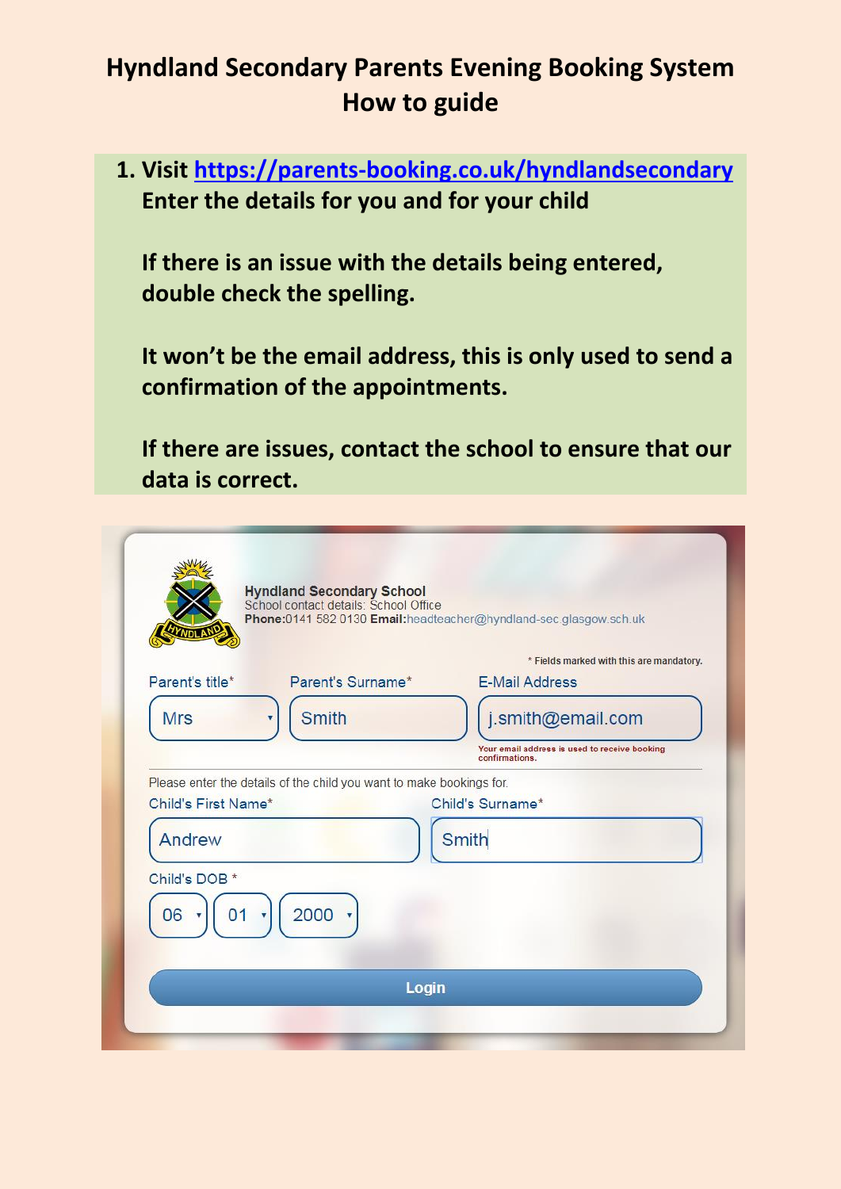# Hyndland Secondary Parents Evening Booking System How to guide

1. **Visit [https://parents-booking.co.uk/hyndlandsecondary](https://parents-booking.co.uk/hyndlandsecondary) Enter the details for you and for your child**

   **If there is an issue with the details being entered, double check the spelling.**

   **It won't be the email address, this is only used to send a confirmation of the appointments.**

   **If there are issues, contact the school to ensure that our data is correct.**

**Hyndland Secondary School**
School contact details: School Office
**Phone:** 0141 582 0130 **Email:** headteacher@hyndland-sec.glasgow.sch.uk

\* Fields marked with this are mandatory.

Parent's title* Mrs | Parent's Surname* Smith | E-Mail Address j.smith@email.com

Your email address is used to receive booking confirmations.

Please enter the details of the child you want to make bookings for.

Child's First Name* Andrew | Child's Surname* Smith

Child's DOB * 06 | 01 | 2000

Login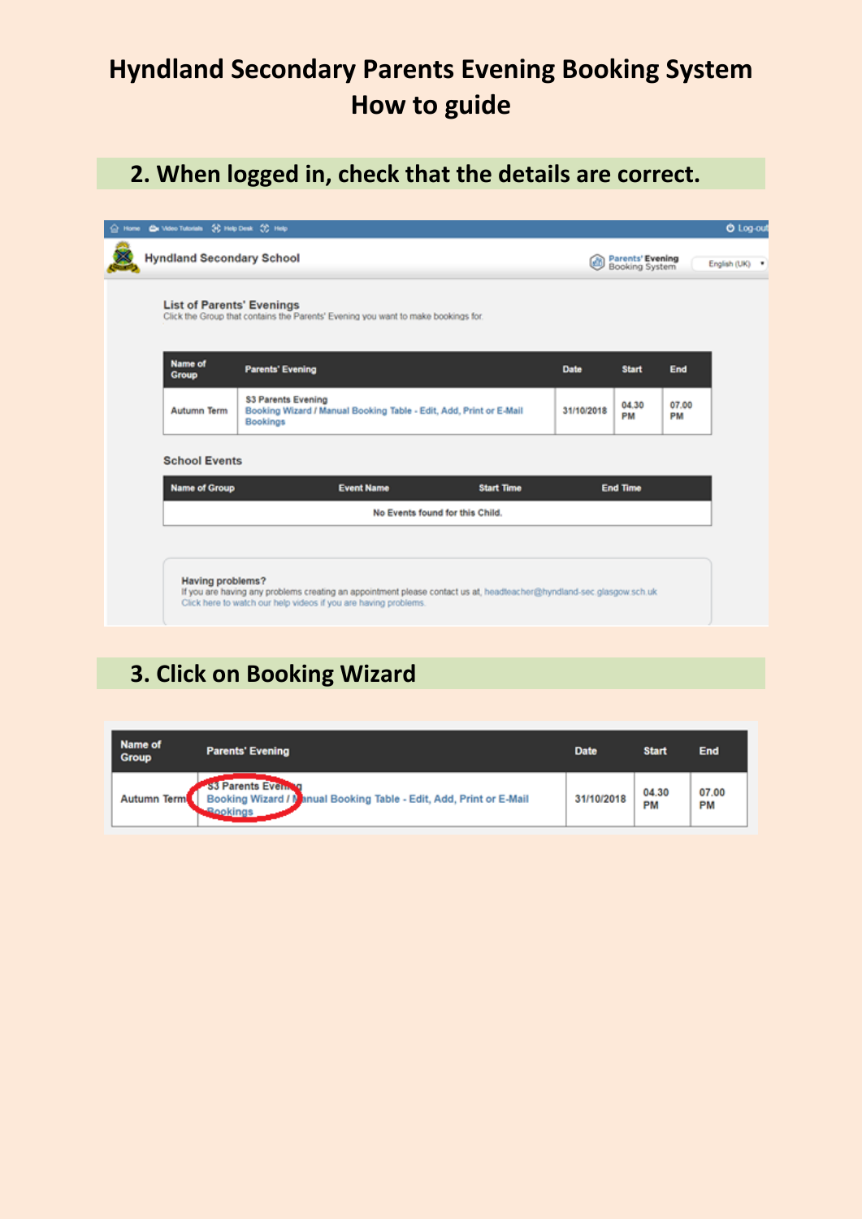# Hyndland Secondary Parents Evening Booking System
# How to guide

## 2. When logged in, check that the details are correct.

Home | Video Tutorials | Help Desk | Help | Log-out

Hyndland Secondary School

Parents' Evening Booking System | English (UK)

**List of Parents' Evenings**

Click the Group that contains the Parents' Evening you want to make bookings for.

| Name of Group | Parents' Evening | Date | Start | End |
|---|---|---|---|---|
| Autumn Term | S3 Parents Evening<br>Booking Wizard / Manual Booking Table - Edit, Add, Print or E-Mail Bookings | 31/10/2018 | 04.30 PM | 07.00 PM |

**School Events**

| Name of Group | Event Name | Start Time | End Time |
|---|---|---|---|
| No Events found for this Child. | | | |

**Having problems?**

If you are having any problems creating an appointment please contact us at, headteacher@hyndland-sec.glasgow.sch.uk

Click here to watch our help videos if you are having problems.

## 3. Click on Booking Wizard

| Name of Group | Parents' Evening | Date | Start | End |
|---|---|---|---|---|
| Autumn Term | S3 Parents Evening<br>Booking Wizard / Manual Booking Table - Edit, Add, Print or E-Mail Bookings | 31/10/2018 | 04.30 PM | 07.00 PM |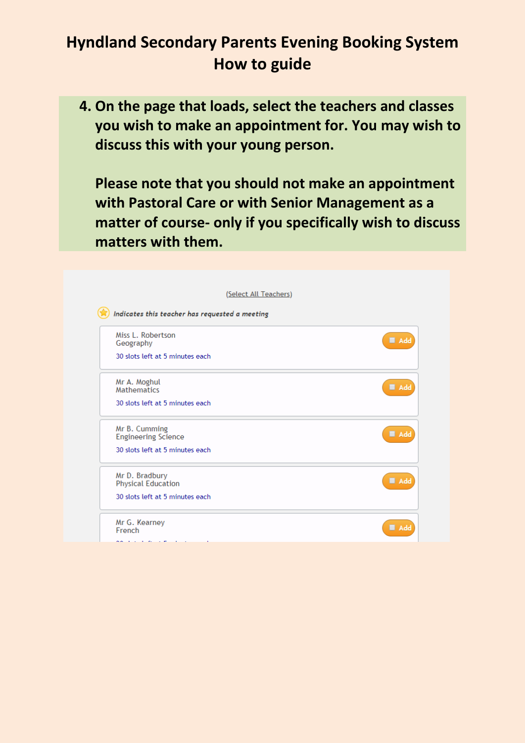# Hyndland Secondary Parents Evening Booking System How to guide

4. **On the page that loads, select the teachers and classes you wish to make an appointment for. You may wish to discuss this with your young person.**

   **Please note that you should not make an appointment with Pastoral Care or with Senior Management as a matter of course- only if you specifically wish to discuss matters with them.**

(Select All Teachers)

*Indicates this teacher has requested a meeting*

Miss L. Robertson
Geography
30 slots left at 5 minutes each — Add

Mr A. Moghul
Mathematics
30 slots left at 5 minutes each — Add

Mr B. Cumming
Engineering Science
30 slots left at 5 minutes each — Add

Mr D. Bradbury
Physical Education
30 slots left at 5 minutes each — Add

Mr G. Kearney
French — Add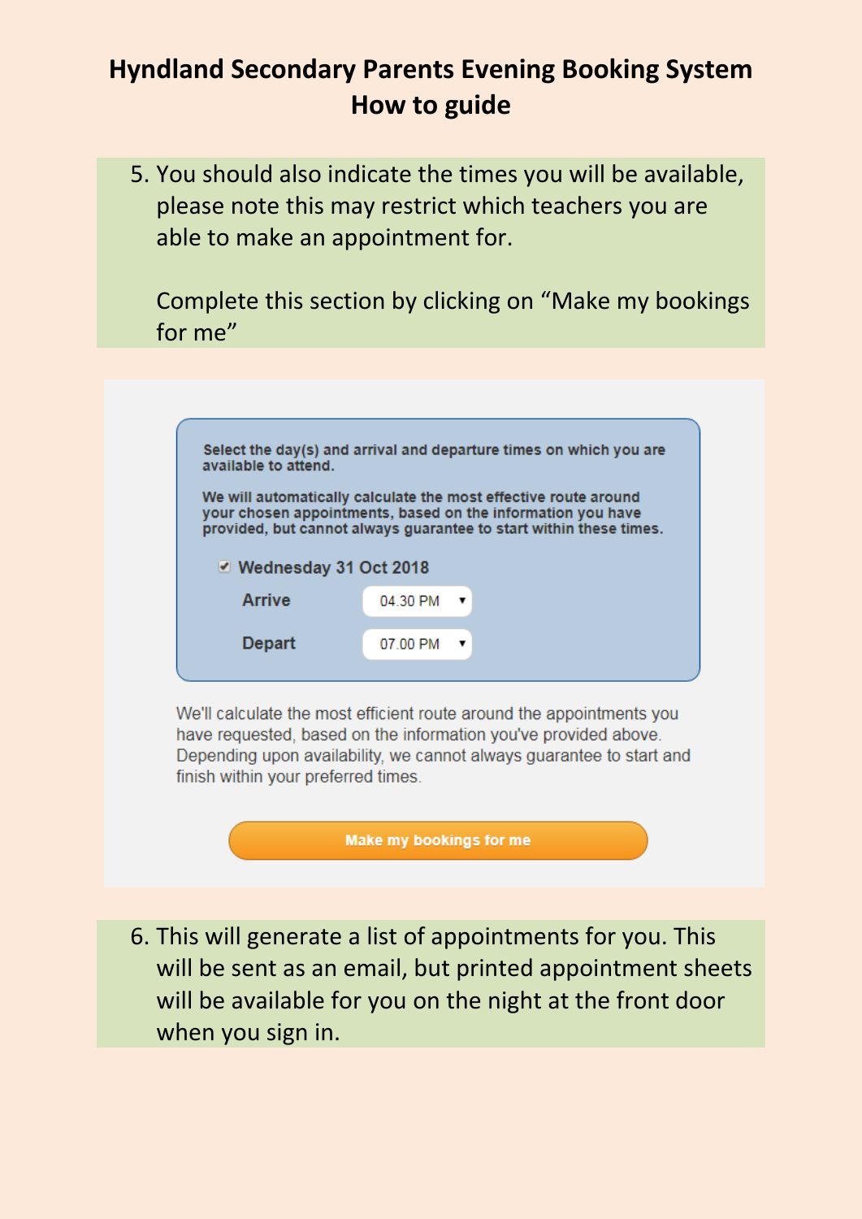# Hyndland Secondary Parents Evening Booking System How to guide

5. You should also indicate the times you will be available, please note this may restrict which teachers you are able to make an appointment for.

   Complete this section by clicking on “Make my bookings for me”

Select the day(s) and arrival and departure times on which you are available to attend.

We will automatically calculate the most effective route around your chosen appointments, based on the information you have provided, but cannot always guarantee to start within these times.

☑ Wednesday 31 Oct 2018

Arrive 04.30 PM

Depart 07.00 PM

We'll calculate the most efficient route around the appointments you have requested, based on the information you've provided above. Depending upon availability, we cannot always guarantee to start and finish within your preferred times.

Make my bookings for me

6. This will generate a list of appointments for you. This will be sent as an email, but printed appointment sheets will be available for you on the night at the front door when you sign in.